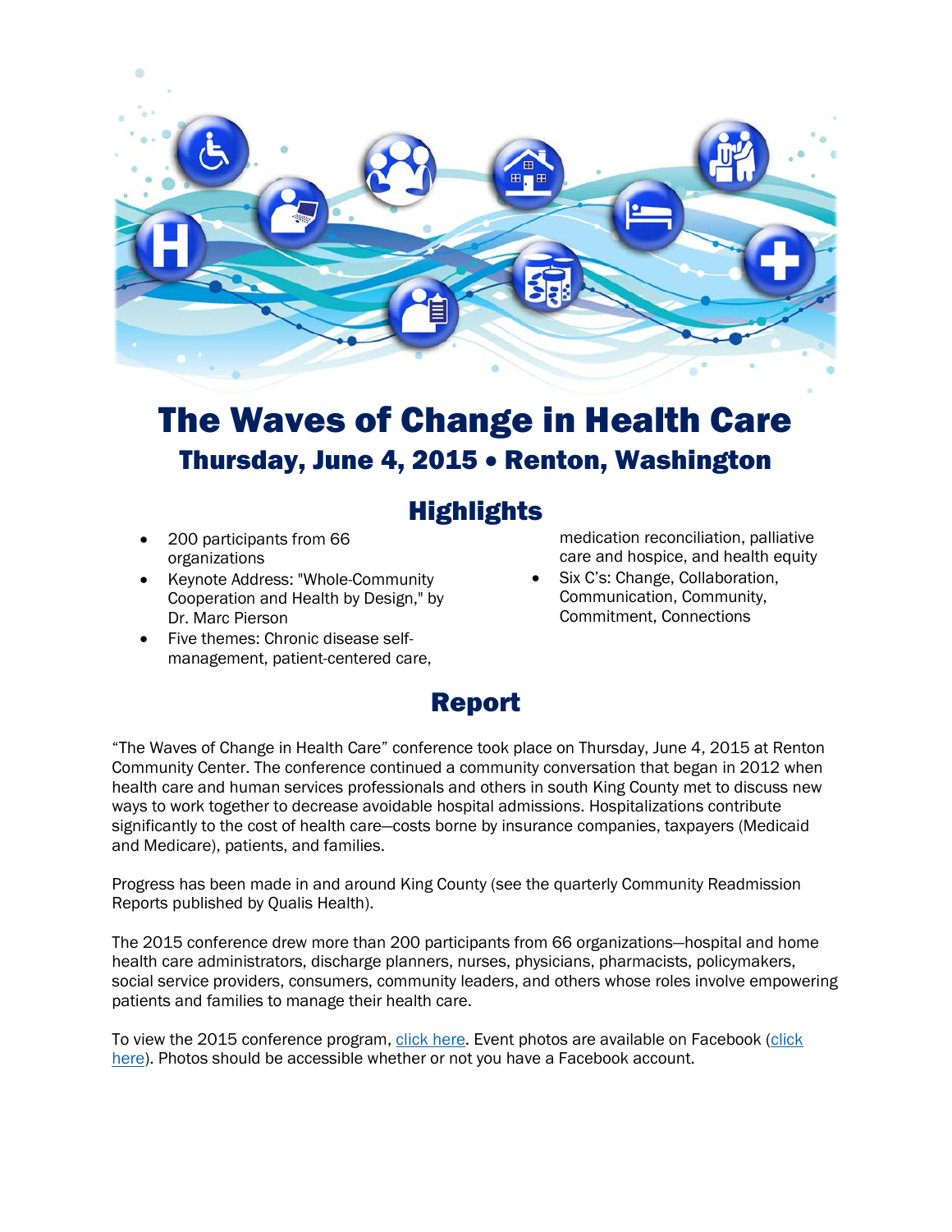// Transcript of "The Waves of Change in Health Care" conference report, page 1 of 7.

# The Waves of Change in Health Care

## Thursday, June 4, 2015 • Renton, Washington

## Highlights

- 200 participants from 66 organizations
- Keynote Address: "Whole-Community Cooperation and Health by Design," by Dr. Marc Pierson
- Five themes: Chronic disease self-management, patient-centered care, medication reconciliation, palliative care and hospice, and health equity
- Six C's: Change, Collaboration, Communication, Community, Commitment, Connections

## Report

"The Waves of Change in Health Care" conference took place on Thursday, June 4, 2015 at Renton Community Center. The conference continued a community conversation that began in 2012 when health care and human services professionals and others in south King County met to discuss new ways to work together to decrease avoidable hospital admissions. Hospitalizations contribute significantly to the cost of health care—costs borne by insurance companies, taxpayers (Medicaid and Medicare), patients, and families.

Progress has been made in and around King County (see the quarterly Community Readmission Reports published by Qualis Health).

The 2015 conference drew more than 200 participants from 66 organizations—hospital and home health care administrators, discharge planners, nurses, physicians, pharmacists, policymakers, social service providers, consumers, community leaders, and others whose roles involve empowering patients and families to manage their health care.

To view the 2015 conference program, click here. Event photos are available on Facebook (click here). Photos should be accessible whether or not you have a Facebook account.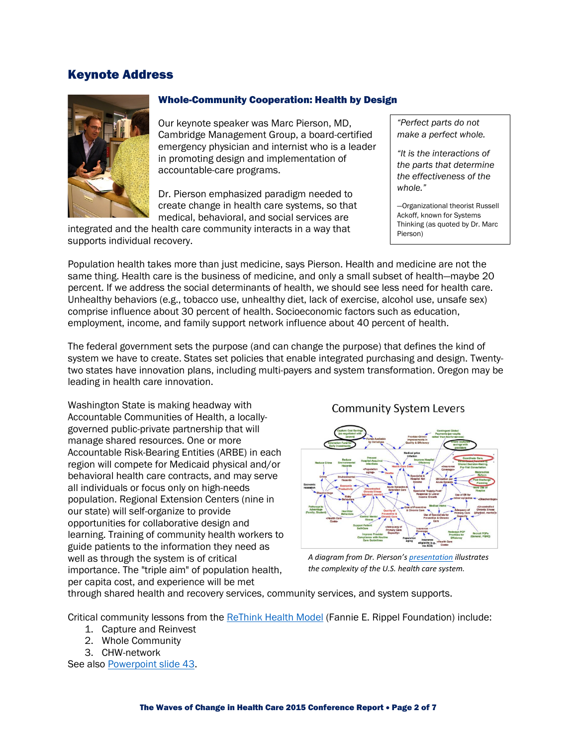## Keynote Address

### Whole-Community Cooperation: Health by Design

Our keynote speaker was Marc Pierson, MD, Cambridge Management Group, a board-certified emergency physician and internist who is a leader in promoting design and implementation of accountable-care programs.

Dr. Pierson emphasized paradigm needed to create change in health care systems, so that medical, behavioral, and social services are integrated and the health care community interacts in a way that supports individual recovery.

> *"Perfect parts do not make a perfect whole.*
>
> *"It is the interactions of the parts that determine the effectiveness of the whole."*
>
> —Organizational theorist Russell Ackoff, known for Systems Thinking (as quoted by Dr. Marc Pierson)

Population health takes more than just medicine, says Pierson. Health and medicine are not the same thing. Health care is the business of medicine, and only a small subset of health—maybe 20 percent. If we address the social determinants of health, we should see less need for health care. Unhealthy behaviors (e.g., tobacco use, unhealthy diet, lack of exercise, alcohol use, unsafe sex) comprise influence about 30 percent of health. Socioeconomic factors such as education, employment, income, and family support network influence about 40 percent of health.

The federal government sets the purpose (and can change the purpose) that defines the kind of system we have to create. States set policies that enable integrated purchasing and design. Twenty-two states have innovation plans, including multi-payers and system transformation. Oregon may be leading in health care innovation.

Washington State is making headway with Accountable Communities of Health, a locally-governed public-private partnership that will manage shared resources. One or more Accountable Risk-Bearing Entities (ARBE) in each region will compete for Medicaid physical and/or behavioral health care contracts, and may serve all individuals or focus only on high-needs population. Regional Extension Centers (nine in our state) will self-organize to provide opportunities for collaborative design and learning. Training of community health workers to guide patients to the information they need as well as through the system is of critical importance. The "triple aim" of population health, per capita cost, and experience will be met through shared health and recovery services, community services, and system supports.

Community System Levers

*A diagram from Dr. Pierson's presentation illustrates the complexity of the U.S. health care system.*

Critical community lessons from the ReThink Health Model (Fannie E. Rippel Foundation) include:

1. Capture and Reinvest
2. Whole Community
3. CHW-network

See also Powerpoint slide 43.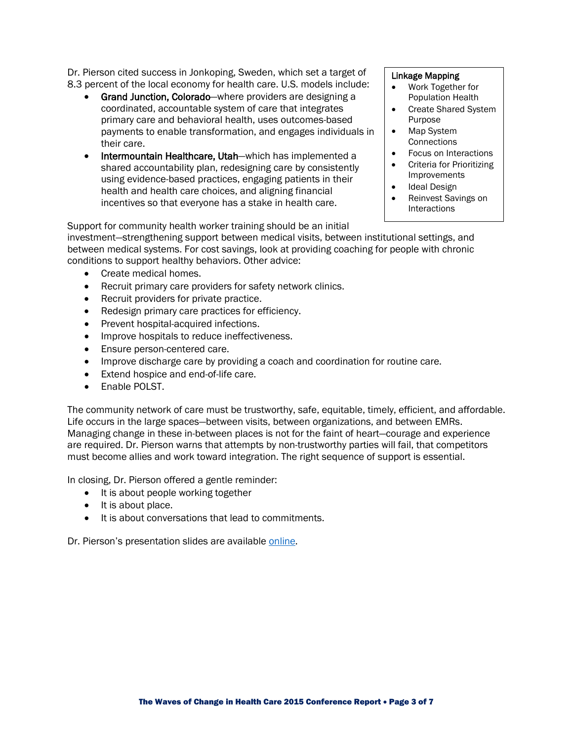Dr. Pierson cited success in Jonkoping, Sweden, which set a target of 8.3 percent of the local economy for health care. U.S. models include:

- **Grand Junction, Colorado**—where providers are designing a coordinated, accountable system of care that integrates primary care and behavioral health, uses outcomes-based payments to enable transformation, and engages individuals in their care.
- **Intermountain Healthcare, Utah**—which has implemented a shared accountability plan, redesigning care by consistently using evidence-based practices, engaging patients in their health and health care choices, and aligning financial incentives so that everyone has a stake in health care.

**Linkage Mapping**

- Work Together for Population Health
- Create Shared System Purpose
- Map System Connections
- Focus on Interactions
- Criteria for Prioritizing Improvements
- Ideal Design
- Reinvest Savings on Interactions

Support for community health worker training should be an initial investment—strengthening support between medical visits, between institutional settings, and between medical systems. For cost savings, look at providing coaching for people with chronic conditions to support healthy behaviors. Other advice:

- Create medical homes.
- Recruit primary care providers for safety network clinics.
- Recruit providers for private practice.
- Redesign primary care practices for efficiency.
- Prevent hospital-acquired infections.
- Improve hospitals to reduce ineffectiveness.
- Ensure person-centered care.
- Improve discharge care by providing a coach and coordination for routine care.
- Extend hospice and end-of-life care.
- Enable POLST.

The community network of care must be trustworthy, safe, equitable, timely, efficient, and affordable. Life occurs in the large spaces—between visits, between organizations, and between EMRs. Managing change in these in-between places is not for the faint of heart—courage and experience are required. Dr. Pierson warns that attempts by non-trustworthy parties will fail, that competitors must become allies and work toward integration. The right sequence of support is essential.

In closing, Dr. Pierson offered a gentle reminder:

- It is about people working together
- It is about place.
- It is about conversations that lead to commitments.

Dr. Pierson's presentation slides are available online.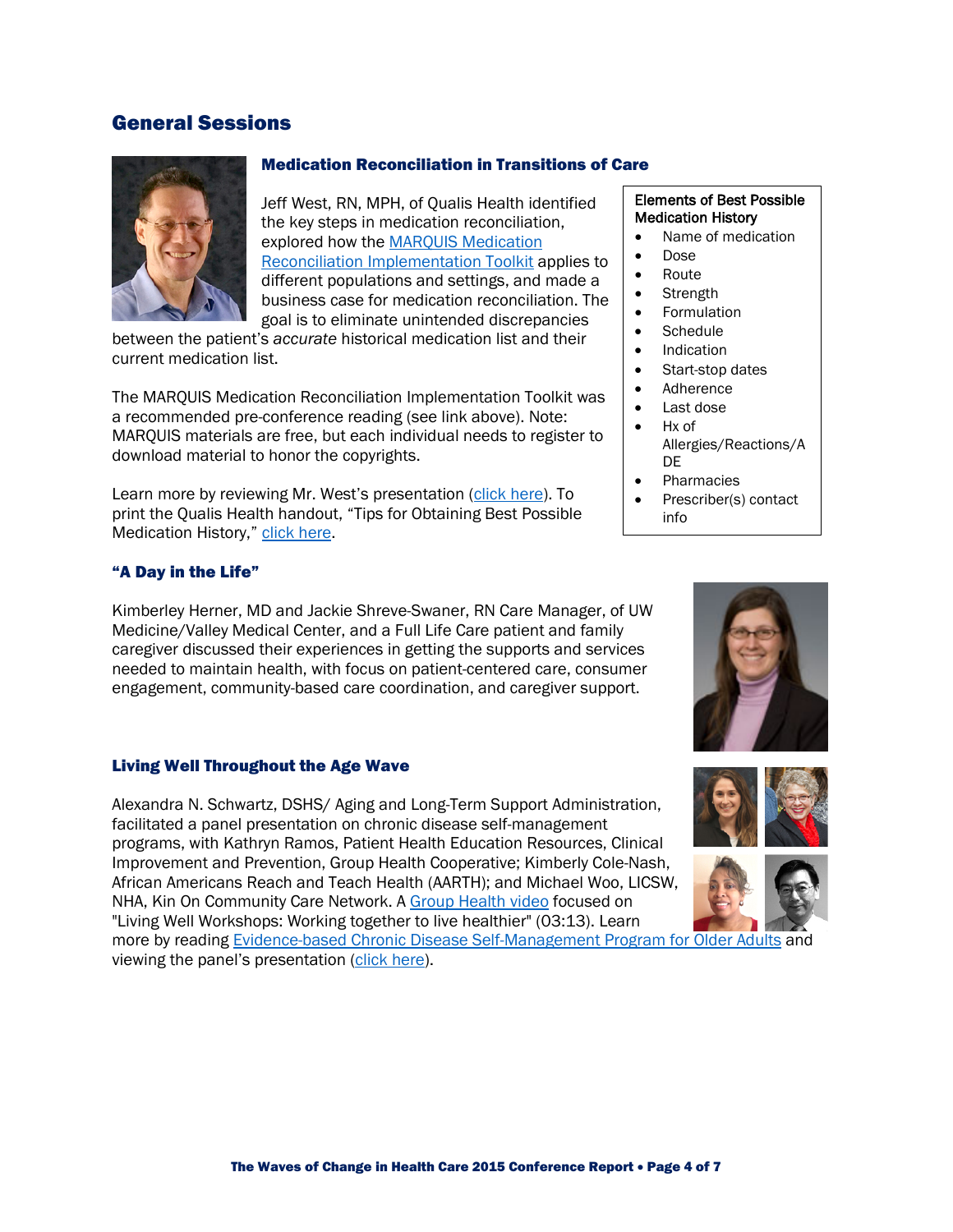## General Sessions

### Medication Reconciliation in Transitions of Care

Jeff West, RN, MPH, of Qualis Health identified the key steps in medication reconciliation, explored how the MARQUIS Medication Reconciliation Implementation Toolkit applies to different populations and settings, and made a business case for medication reconciliation. The goal is to eliminate unintended discrepancies between the patient's *accurate* historical medication list and their current medication list.

The MARQUIS Medication Reconciliation Implementation Toolkit was a recommended pre-conference reading (see link above). Note: MARQUIS materials are free, but each individual needs to register to download material to honor the copyrights.

Learn more by reviewing Mr. West's presentation (click here). To print the Qualis Health handout, "Tips for Obtaining Best Possible Medication History," click here.

**Elements of Best Possible Medication History**

- Name of medication
- Dose
- Route
- Strength
- Formulation
- Schedule
- Indication
- Start-stop dates
- Adherence
- Last dose
- Hx of Allergies/Reactions/ADE
- Pharmacies
- Prescriber(s) contact info

### "A Day in the Life"

Kimberley Herner, MD and Jackie Shreve-Swaner, RN Care Manager, of UW Medicine/Valley Medical Center, and a Full Life Care patient and family caregiver discussed their experiences in getting the supports and services needed to maintain health, with focus on patient-centered care, consumer engagement, community-based care coordination, and caregiver support.

### Living Well Throughout the Age Wave

Alexandra N. Schwartz, DSHS/ Aging and Long-Term Support Administration, facilitated a panel presentation on chronic disease self-management programs, with Kathryn Ramos, Patient Health Education Resources, Clinical Improvement and Prevention, Group Health Cooperative; Kimberly Cole-Nash, African Americans Reach and Teach Health (AARTH); and Michael Woo, LICSW, NHA, Kin On Community Care Network. A Group Health video focused on "Living Well Workshops: Working together to live healthier" (03:13). Learn more by reading Evidence-based Chronic Disease Self-Management Program for Older Adults and viewing the panel's presentation (click here).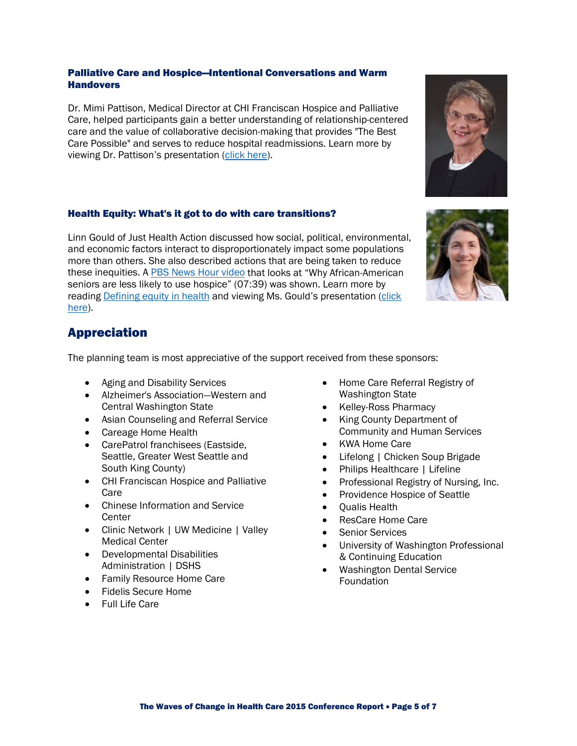### Palliative Care and Hospice—Intentional Conversations and Warm Handovers

Dr. Mimi Pattison, Medical Director at CHI Franciscan Hospice and Palliative Care, helped participants gain a better understanding of relationship-centered care and the value of collaborative decision-making that provides "The Best Care Possible" and serves to reduce hospital readmissions. Learn more by viewing Dr. Pattison's presentation (click here).

### Health Equity: What's it got to do with care transitions?

Linn Gould of Just Health Action discussed how social, political, environmental, and economic factors interact to disproportionately impact some populations more than others. She also described actions that are being taken to reduce these inequities. A PBS News Hour video that looks at "Why African-American seniors are less likely to use hospice" (07:39) was shown. Learn more by reading Defining equity in health and viewing Ms. Gould's presentation (click here).

## Appreciation

The planning team is most appreciative of the support received from these sponsors:

- Aging and Disability Services
- Alzheimer's Association—Western and Central Washington State
- Asian Counseling and Referral Service
- Careage Home Health
- CarePatrol franchisees (Eastside, Seattle, Greater West Seattle and South King County)
- CHI Franciscan Hospice and Palliative Care
- Chinese Information and Service Center
- Clinic Network | UW Medicine | Valley Medical Center
- Developmental Disabilities Administration | DSHS
- Family Resource Home Care
- Fidelis Secure Home
- Full Life Care
- Home Care Referral Registry of Washington State
- Kelley-Ross Pharmacy
- King County Department of Community and Human Services
- KWA Home Care
- Lifelong | Chicken Soup Brigade
- Philips Healthcare | Lifeline
- Professional Registry of Nursing, Inc.
- Providence Hospice of Seattle
- Qualis Health
- ResCare Home Care
- Senior Services
- University of Washington Professional & Continuing Education
- Washington Dental Service Foundation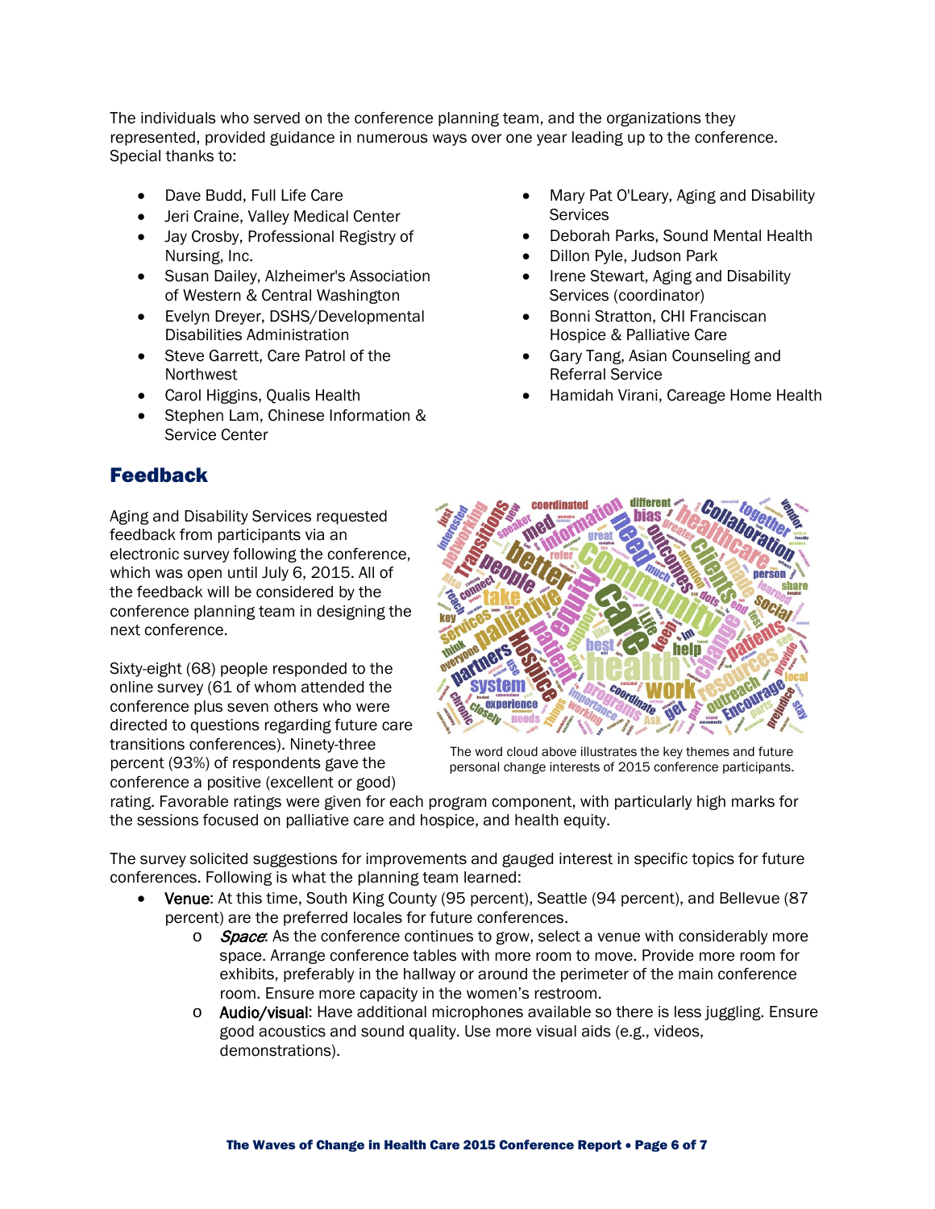The individuals who served on the conference planning team, and the organizations they represented, provided guidance in numerous ways over one year leading up to the conference. Special thanks to:

- Dave Budd, Full Life Care
- Jeri Craine, Valley Medical Center
- Jay Crosby, Professional Registry of Nursing, Inc.
- Susan Dailey, Alzheimer's Association of Western & Central Washington
- Evelyn Dreyer, DSHS/Developmental Disabilities Administration
- Steve Garrett, Care Patrol of the Northwest
- Carol Higgins, Qualis Health
- Stephen Lam, Chinese Information & Service Center
- Mary Pat O'Leary, Aging and Disability Services
- Deborah Parks, Sound Mental Health
- Dillon Pyle, Judson Park
- Irene Stewart, Aging and Disability Services (coordinator)
- Bonni Stratton, CHI Franciscan Hospice & Palliative Care
- Gary Tang, Asian Counseling and Referral Service
- Hamidah Virani, Careage Home Health

## Feedback

Aging and Disability Services requested feedback from participants via an electronic survey following the conference, which was open until July 6, 2015. All of the feedback will be considered by the conference planning team in designing the next conference.

Sixty-eight (68) people responded to the online survey (61 of whom attended the conference plus seven others who were directed to questions regarding future care transitions conferences). Ninety-three percent (93%) of respondents gave the conference a positive (excellent or good) rating. Favorable ratings were given for each program component, with particularly high marks for the sessions focused on palliative care and hospice, and health equity.

The word cloud above illustrates the key themes and future personal change interests of 2015 conference participants.

The survey solicited suggestions for improvements and gauged interest in specific topics for future conferences. Following is what the planning team learned:

- Venue: At this time, South King County (95 percent), Seattle (94 percent), and Bellevue (87 percent) are the preferred locales for future conferences.
    - *Space*: As the conference continues to grow, select a venue with considerably more space. Arrange conference tables with more room to move. Provide more room for exhibits, preferably in the hallway or around the perimeter of the main conference room. Ensure more capacity in the women's restroom.
    - Audio/visual: Have additional microphones available so there is less juggling. Ensure good acoustics and sound quality. Use more visual aids (e.g., videos, demonstrations).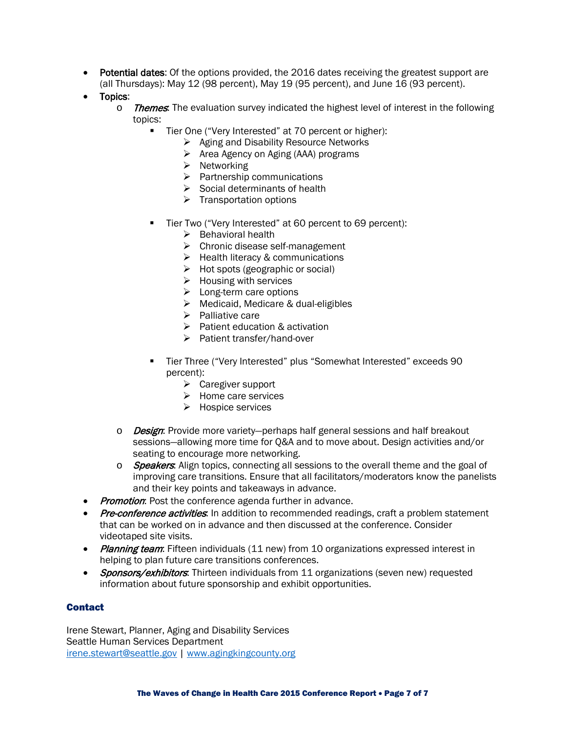- **Potential dates**: Of the options provided, the 2016 dates receiving the greatest support are (all Thursdays): May 12 (98 percent), May 19 (95 percent), and June 16 (93 percent).
- **Topics**:
  - *Themes*: The evaluation survey indicated the highest level of interest in the following topics:
    - Tier One ("Very Interested" at 70 percent or higher):
      - Aging and Disability Resource Networks
      - Area Agency on Aging (AAA) programs
      - Networking
      - Partnership communications
      - Social determinants of health
      - Transportation options
    - Tier Two ("Very Interested" at 60 percent to 69 percent):
      - Behavioral health
      - Chronic disease self-management
      - Health literacy & communications
      - Hot spots (geographic or social)
      - Housing with services
      - Long-term care options
      - Medicaid, Medicare & dual-eligibles
      - Palliative care
      - Patient education & activation
      - Patient transfer/hand-over
    - Tier Three ("Very Interested" plus "Somewhat Interested" exceeds 90 percent):
      - Caregiver support
      - Home care services
      - Hospice services
  - *Design*: Provide more variety—perhaps half general sessions and half breakout sessions—allowing more time for Q&A and to move about. Design activities and/or seating to encourage more networking.
  - *Speakers*: Align topics, connecting all sessions to the overall theme and the goal of improving care transitions. Ensure that all facilitators/moderators know the panelists and their key points and takeaways in advance.
- *Promotion*: Post the conference agenda further in advance.
- *Pre-conference activities*: In addition to recommended readings, craft a problem statement that can be worked on in advance and then discussed at the conference. Consider videotaped site visits.
- *Planning team*: Fifteen individuals (11 new) from 10 organizations expressed interest in helping to plan future care transitions conferences.
- *Sponsors/exhibitors*: Thirteen individuals from 11 organizations (seven new) requested information about future sponsorship and exhibit opportunities.

## Contact

Irene Stewart, Planner, Aging and Disability Services
Seattle Human Services Department
irene.stewart@seattle.gov | www.agingkingcounty.org